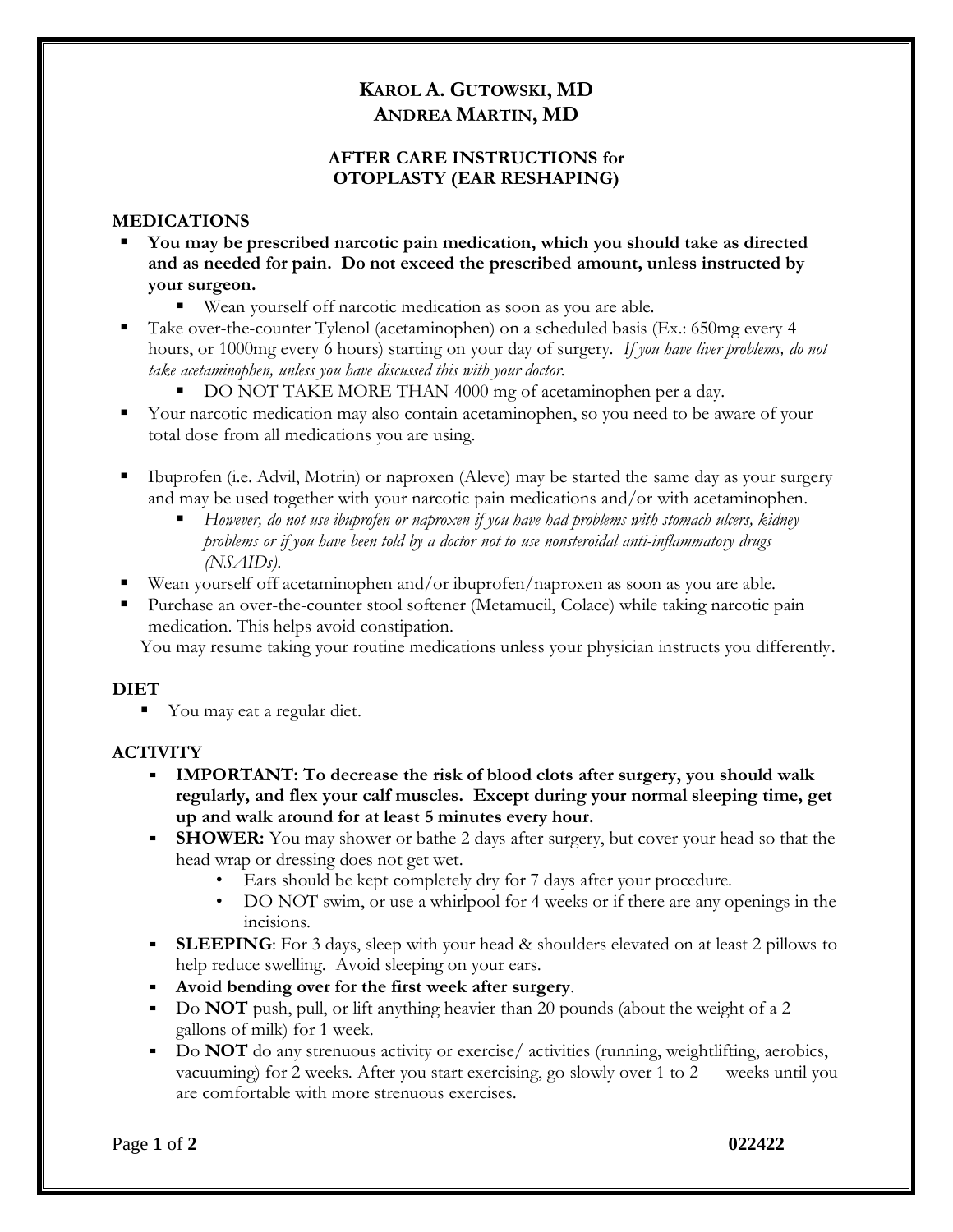# KAROL A. GUTOWSKI, MD
# ANDREA MARTIN, MD

## AFTER CARE INSTRUCTIONS for OTOPLASTY (EAR RESHAPING)

### MEDICATIONS

- **You may be prescribed narcotic pain medication, which you should take as directed and as needed for pain. Do not exceed the prescribed amount, unless instructed by your surgeon.**
  - Wean yourself off narcotic medication as soon as you are able.
- Take over-the-counter Tylenol (acetaminophen) on a scheduled basis (Ex.: 650mg every 4 hours, or 1000mg every 6 hours) starting on your day of surgery. *If you have liver problems, do not take acetaminophen, unless you have discussed this with your doctor.*
  - DO NOT TAKE MORE THAN 4000 mg of acetaminophen per a day.
- Your narcotic medication may also contain acetaminophen, so you need to be aware of your total dose from all medications you are using.
- Ibuprofen (i.e. Advil, Motrin) or naproxen (Aleve) may be started the same day as your surgery and may be used together with your narcotic pain medications and/or with acetaminophen.
  - *However, do not use ibuprofen or naproxen if you have had problems with stomach ulcers, kidney problems or if you have been told by a doctor not to use nonsteroidal anti-inflammatory drugs (NSAIDs).*
- Wean yourself off acetaminophen and/or ibuprofen/naproxen as soon as you are able.
- Purchase an over-the-counter stool softener (Metamucil, Colace) while taking narcotic pain medication. This helps avoid constipation.

You may resume taking your routine medications unless your physician instructs you differently.

### DIET

- You may eat a regular diet.

### ACTIVITY

- **IMPORTANT: To decrease the risk of blood clots after surgery, you should walk regularly, and flex your calf muscles. Except during your normal sleeping time, get up and walk around for at least 5 minutes every hour.**
- **SHOWER:** You may shower or bathe 2 days after surgery, but cover your head so that the head wrap or dressing does not get wet.
  - Ears should be kept completely dry for 7 days after your procedure.
  - DO NOT swim, or use a whirlpool for 4 weeks or if there are any openings in the incisions.
- **SLEEPING**: For 3 days, sleep with your head & shoulders elevated on at least 2 pillows to help reduce swelling. Avoid sleeping on your ears.
- **Avoid bending over for the first week after surgery**.
- Do **NOT** push, pull, or lift anything heavier than 20 pounds (about the weight of a 2 gallons of milk) for 1 week.
- Do **NOT** do any strenuous activity or exercise/ activities (running, weightlifting, aerobics, vacuuming) for 2 weeks. After you start exercising, go slowly over 1 to 2 weeks until you are comfortable with more strenuous exercises.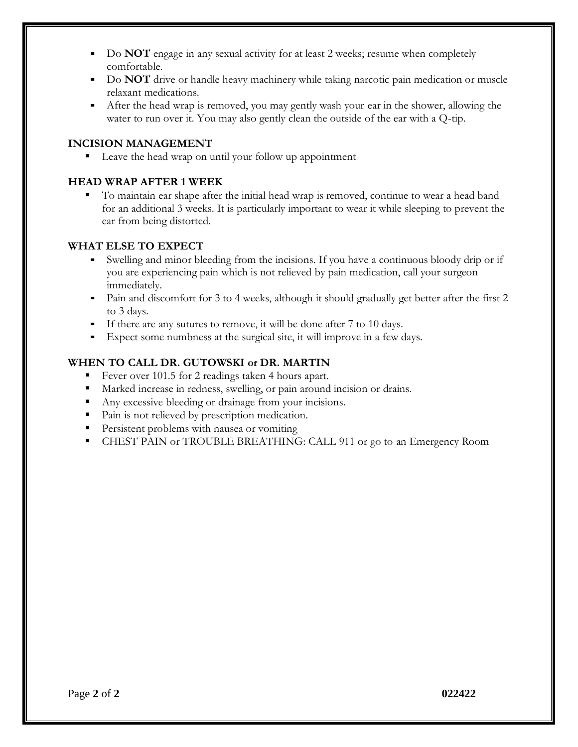- Do **NOT** engage in any sexual activity for at least 2 weeks; resume when completely comfortable.
- Do **NOT** drive or handle heavy machinery while taking narcotic pain medication or muscle relaxant medications.
- After the head wrap is removed, you may gently wash your ear in the shower, allowing the water to run over it. You may also gently clean the outside of the ear with a Q-tip.

**INCISION MANAGEMENT**

- Leave the head wrap on until your follow up appointment

**HEAD WRAP AFTER 1 WEEK**

- To maintain ear shape after the initial head wrap is removed, continue to wear a head band for an additional 3 weeks. It is particularly important to wear it while sleeping to prevent the ear from being distorted.

**WHAT ELSE TO EXPECT**

- Swelling and minor bleeding from the incisions. If you have a continuous bloody drip or if you are experiencing pain which is not relieved by pain medication, call your surgeon immediately.
- Pain and discomfort for 3 to 4 weeks, although it should gradually get better after the first 2 to 3 days.
- If there are any sutures to remove, it will be done after 7 to 10 days.
- Expect some numbness at the surgical site, it will improve in a few days.

**WHEN TO CALL DR. GUTOWSKI or DR. MARTIN**

- Fever over 101.5 for 2 readings taken 4 hours apart.
- Marked increase in redness, swelling, or pain around incision or drains.
- Any excessive bleeding or drainage from your incisions.
- Pain is not relieved by prescription medication.
- Persistent problems with nausea or vomiting
- CHEST PAIN or TROUBLE BREATHING: CALL 911 or go to an Emergency Room

**022422**